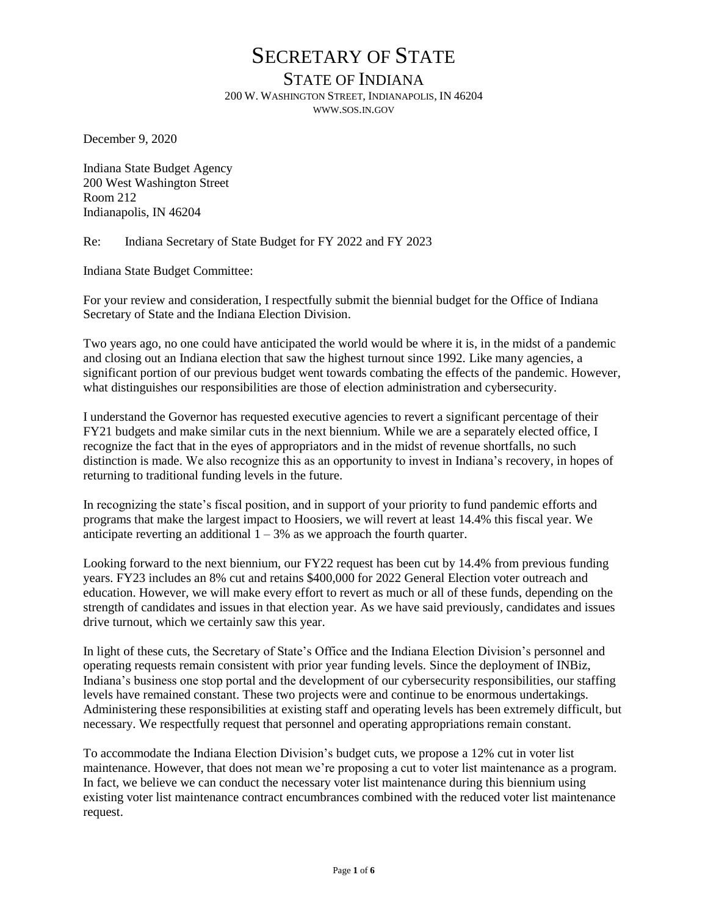# SECRETARY OF STATE

## STATE OF INDIANA

200 W. WASHINGTON STREET, INDIANAPOLIS, IN 46204
WWW.SOS.IN.GOV

December 9, 2020

Indiana State Budget Agency
200 West Washington Street
Room 212
Indianapolis, IN 46204

Re: Indiana Secretary of State Budget for FY 2022 and FY 2023

Indiana State Budget Committee:

For your review and consideration, I respectfully submit the biennial budget for the Office of Indiana Secretary of State and the Indiana Election Division.

Two years ago, no one could have anticipated the world would be where it is, in the midst of a pandemic and closing out an Indiana election that saw the highest turnout since 1992. Like many agencies, a significant portion of our previous budget went towards combating the effects of the pandemic. However, what distinguishes our responsibilities are those of election administration and cybersecurity.

I understand the Governor has requested executive agencies to revert a significant percentage of their FY21 budgets and make similar cuts in the next biennium. While we are a separately elected office, I recognize the fact that in the eyes of appropriators and in the midst of revenue shortfalls, no such distinction is made. We also recognize this as an opportunity to invest in Indiana's recovery, in hopes of returning to traditional funding levels in the future.

In recognizing the state's fiscal position, and in support of your priority to fund pandemic efforts and programs that make the largest impact to Hoosiers, we will revert at least 14.4% this fiscal year. We anticipate reverting an additional 1 – 3% as we approach the fourth quarter.

Looking forward to the next biennium, our FY22 request has been cut by 14.4% from previous funding years. FY23 includes an 8% cut and retains $400,000 for 2022 General Election voter outreach and education. However, we will make every effort to revert as much or all of these funds, depending on the strength of candidates and issues in that election year. As we have said previously, candidates and issues drive turnout, which we certainly saw this year.

In light of these cuts, the Secretary of State's Office and the Indiana Election Division's personnel and operating requests remain consistent with prior year funding levels. Since the deployment of INBiz, Indiana's business one stop portal and the development of our cybersecurity responsibilities, our staffing levels have remained constant. These two projects were and continue to be enormous undertakings. Administering these responsibilities at existing staff and operating levels has been extremely difficult, but necessary. We respectfully request that personnel and operating appropriations remain constant.

To accommodate the Indiana Election Division's budget cuts, we propose a 12% cut in voter list maintenance. However, that does not mean we're proposing a cut to voter list maintenance as a program. In fact, we believe we can conduct the necessary voter list maintenance during this biennium using existing voter list maintenance contract encumbrances combined with the reduced voter list maintenance request.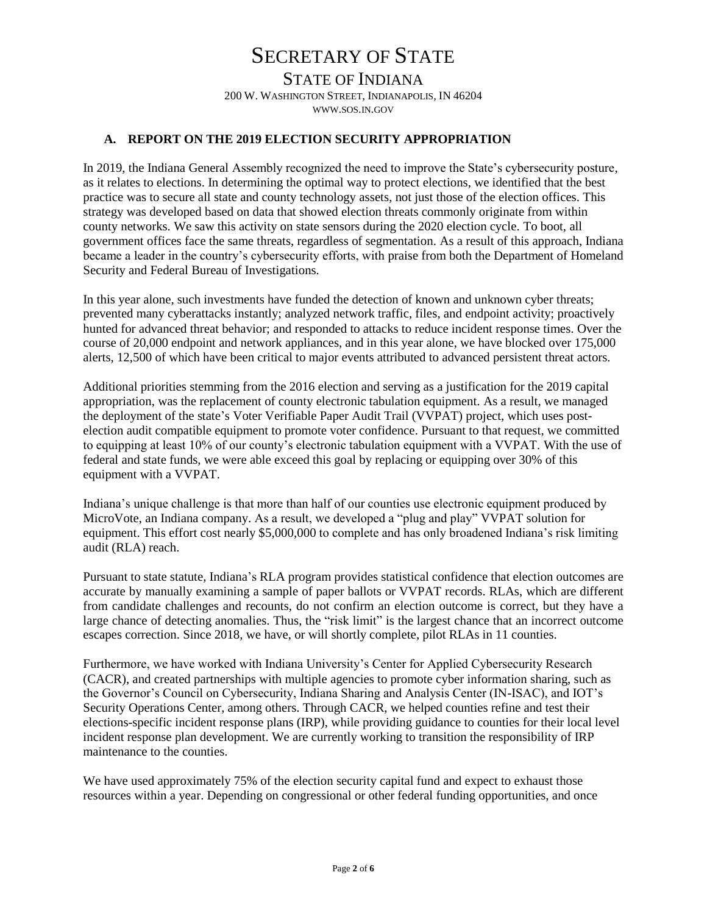# SECRETARY OF STATE

## STATE OF INDIANA

200 W. WASHINGTON STREET, INDIANAPOLIS, IN 46204
WWW.SOS.IN.GOV

### A. REPORT ON THE 2019 ELECTION SECURITY APPROPRIATION

In 2019, the Indiana General Assembly recognized the need to improve the State's cybersecurity posture, as it relates to elections. In determining the optimal way to protect elections, we identified that the best practice was to secure all state and county technology assets, not just those of the election offices. This strategy was developed based on data that showed election threats commonly originate from within county networks. We saw this activity on state sensors during the 2020 election cycle. To boot, all government offices face the same threats, regardless of segmentation. As a result of this approach, Indiana became a leader in the country's cybersecurity efforts, with praise from both the Department of Homeland Security and Federal Bureau of Investigations.

In this year alone, such investments have funded the detection of known and unknown cyber threats; prevented many cyberattacks instantly; analyzed network traffic, files, and endpoint activity; proactively hunted for advanced threat behavior; and responded to attacks to reduce incident response times. Over the course of 20,000 endpoint and network appliances, and in this year alone, we have blocked over 175,000 alerts, 12,500 of which have been critical to major events attributed to advanced persistent threat actors.

Additional priorities stemming from the 2016 election and serving as a justification for the 2019 capital appropriation, was the replacement of county electronic tabulation equipment. As a result, we managed the deployment of the state's Voter Verifiable Paper Audit Trail (VVPAT) project, which uses post-election audit compatible equipment to promote voter confidence. Pursuant to that request, we committed to equipping at least 10% of our county's electronic tabulation equipment with a VVPAT. With the use of federal and state funds, we were able exceed this goal by replacing or equipping over 30% of this equipment with a VVPAT.

Indiana's unique challenge is that more than half of our counties use electronic equipment produced by MicroVote, an Indiana company. As a result, we developed a "plug and play" VVPAT solution for equipment. This effort cost nearly $5,000,000 to complete and has only broadened Indiana's risk limiting audit (RLA) reach.

Pursuant to state statute, Indiana's RLA program provides statistical confidence that election outcomes are accurate by manually examining a sample of paper ballots or VVPAT records. RLAs, which are different from candidate challenges and recounts, do not confirm an election outcome is correct, but they have a large chance of detecting anomalies. Thus, the "risk limit" is the largest chance that an incorrect outcome escapes correction. Since 2018, we have, or will shortly complete, pilot RLAs in 11 counties.

Furthermore, we have worked with Indiana University's Center for Applied Cybersecurity Research (CACR), and created partnerships with multiple agencies to promote cyber information sharing, such as the Governor's Council on Cybersecurity, Indiana Sharing and Analysis Center (IN-ISAC), and IOT's Security Operations Center, among others. Through CACR, we helped counties refine and test their elections-specific incident response plans (IRP), while providing guidance to counties for their local level incident response plan development. We are currently working to transition the responsibility of IRP maintenance to the counties.

We have used approximately 75% of the election security capital fund and expect to exhaust those resources within a year. Depending on congressional or other federal funding opportunities, and once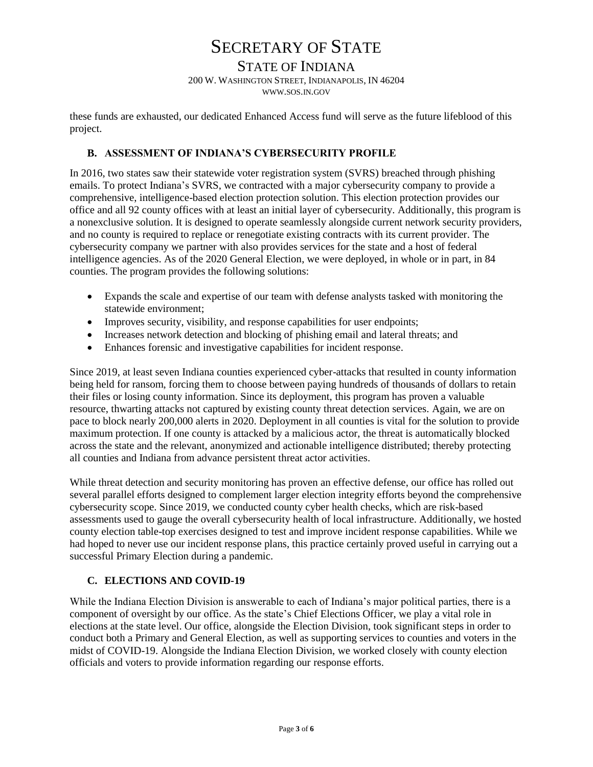these funds are exhausted, our dedicated Enhanced Access fund will serve as the future lifeblood of this project.

### B. ASSESSMENT OF INDIANA'S CYBERSECURITY PROFILE

In 2016, two states saw their statewide voter registration system (SVRS) breached through phishing emails. To protect Indiana's SVRS, we contracted with a major cybersecurity company to provide a comprehensive, intelligence-based election protection solution. This election protection provides our office and all 92 county offices with at least an initial layer of cybersecurity. Additionally, this program is a nonexclusive solution. It is designed to operate seamlessly alongside current network security providers, and no county is required to replace or renegotiate existing contracts with its current provider. The cybersecurity company we partner with also provides services for the state and a host of federal intelligence agencies. As of the 2020 General Election, we were deployed, in whole or in part, in 84 counties. The program provides the following solutions:

- Expands the scale and expertise of our team with defense analysts tasked with monitoring the statewide environment;
- Improves security, visibility, and response capabilities for user endpoints;
- Increases network detection and blocking of phishing email and lateral threats; and
- Enhances forensic and investigative capabilities for incident response.

Since 2019, at least seven Indiana counties experienced cyber-attacks that resulted in county information being held for ransom, forcing them to choose between paying hundreds of thousands of dollars to retain their files or losing county information. Since its deployment, this program has proven a valuable resource, thwarting attacks not captured by existing county threat detection services. Again, we are on pace to block nearly 200,000 alerts in 2020. Deployment in all counties is vital for the solution to provide maximum protection. If one county is attacked by a malicious actor, the threat is automatically blocked across the state and the relevant, anonymized and actionable intelligence distributed; thereby protecting all counties and Indiana from advance persistent threat actor activities.

While threat detection and security monitoring has proven an effective defense, our office has rolled out several parallel efforts designed to complement larger election integrity efforts beyond the comprehensive cybersecurity scope. Since 2019, we conducted county cyber health checks, which are risk-based assessments used to gauge the overall cybersecurity health of local infrastructure. Additionally, we hosted county election table-top exercises designed to test and improve incident response capabilities. While we had hoped to never use our incident response plans, this practice certainly proved useful in carrying out a successful Primary Election during a pandemic.

### C. ELECTIONS AND COVID-19

While the Indiana Election Division is answerable to each of Indiana's major political parties, there is a component of oversight by our office. As the state's Chief Elections Officer, we play a vital role in elections at the state level. Our office, alongside the Election Division, took significant steps in order to conduct both a Primary and General Election, as well as supporting services to counties and voters in the midst of COVID-19. Alongside the Indiana Election Division, we worked closely with county election officials and voters to provide information regarding our response efforts.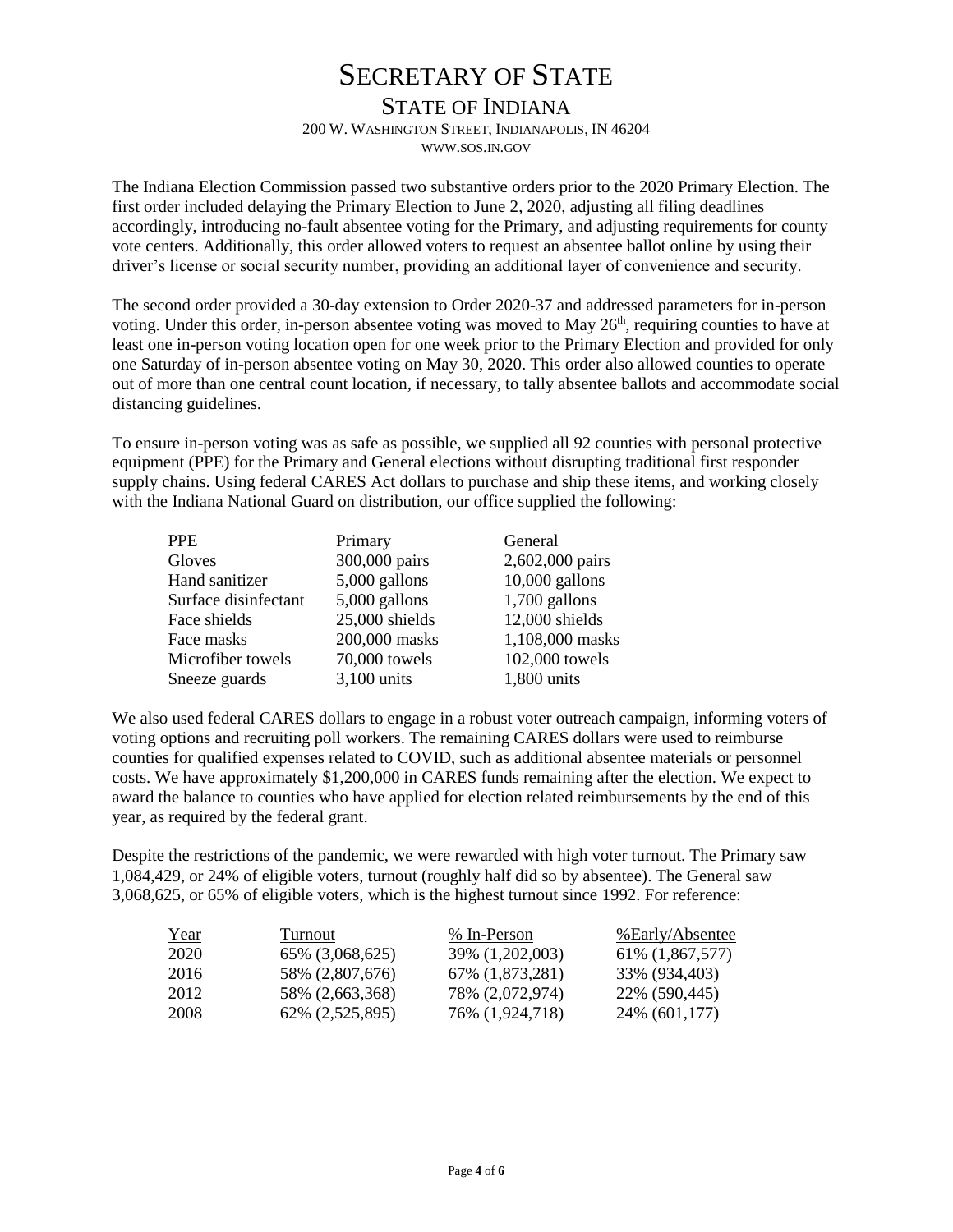# SECRETARY OF STATE

## STATE OF INDIANA

200 W. WASHINGTON STREET, INDIANAPOLIS, IN 46204
WWW.SOS.IN.GOV

The Indiana Election Commission passed two substantive orders prior to the 2020 Primary Election. The first order included delaying the Primary Election to June 2, 2020, adjusting all filing deadlines accordingly, introducing no-fault absentee voting for the Primary, and adjusting requirements for county vote centers. Additionally, this order allowed voters to request an absentee ballot online by using their driver's license or social security number, providing an additional layer of convenience and security.

The second order provided a 30-day extension to Order 2020-37 and addressed parameters for in-person voting. Under this order, in-person absentee voting was moved to May 26th, requiring counties to have at least one in-person voting location open for one week prior to the Primary Election and provided for only one Saturday of in-person absentee voting on May 30, 2020. This order also allowed counties to operate out of more than one central count location, if necessary, to tally absentee ballots and accommodate social distancing guidelines.

To ensure in-person voting was as safe as possible, we supplied all 92 counties with personal protective equipment (PPE) for the Primary and General elections without disrupting traditional first responder supply chains. Using federal CARES Act dollars to purchase and ship these items, and working closely with the Indiana National Guard on distribution, our office supplied the following:

| PPE | Primary | General |
|---|---|---|
| Gloves | 300,000 pairs | 2,602,000 pairs |
| Hand sanitizer | 5,000 gallons | 10,000 gallons |
| Surface disinfectant | 5,000 gallons | 1,700 gallons |
| Face shields | 25,000 shields | 12,000 shields |
| Face masks | 200,000 masks | 1,108,000 masks |
| Microfiber towels | 70,000 towels | 102,000 towels |
| Sneeze guards | 3,100 units | 1,800 units |

We also used federal CARES dollars to engage in a robust voter outreach campaign, informing voters of voting options and recruiting poll workers. The remaining CARES dollars were used to reimburse counties for qualified expenses related to COVID, such as additional absentee materials or personnel costs. We have approximately $1,200,000 in CARES funds remaining after the election. We expect to award the balance to counties who have applied for election related reimbursements by the end of this year, as required by the federal grant.

Despite the restrictions of the pandemic, we were rewarded with high voter turnout. The Primary saw 1,084,429, or 24% of eligible voters, turnout (roughly half did so by absentee). The General saw 3,068,625, or 65% of eligible voters, which is the highest turnout since 1992. For reference:

| Year | Turnout | % In-Person | %Early/Absentee |
|---|---|---|---|
| 2020 | 65% (3,068,625) | 39% (1,202,003) | 61% (1,867,577) |
| 2016 | 58% (2,807,676) | 67% (1,873,281) | 33% (934,403) |
| 2012 | 58% (2,663,368) | 78% (2,072,974) | 22% (590,445) |
| 2008 | 62% (2,525,895) | 76% (1,924,718) | 24% (601,177) |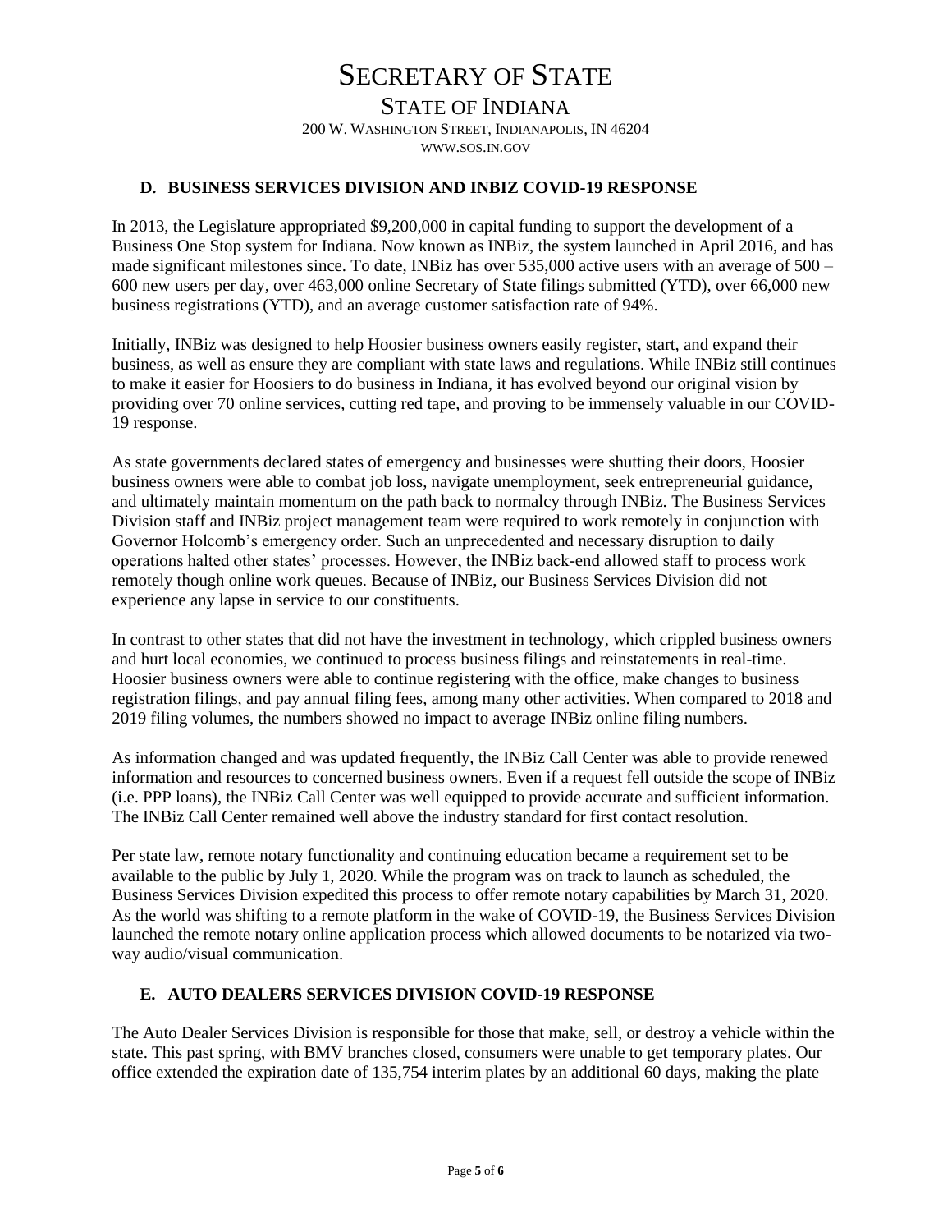# SECRETARY OF STATE

## STATE OF INDIANA

200 W. WASHINGTON STREET, INDIANAPOLIS, IN 46204
WWW.SOS.IN.GOV

### D. BUSINESS SERVICES DIVISION AND INBIZ COVID-19 RESPONSE

In 2013, the Legislature appropriated $9,200,000 in capital funding to support the development of a Business One Stop system for Indiana. Now known as INBiz, the system launched in April 2016, and has made significant milestones since. To date, INBiz has over 535,000 active users with an average of 500 – 600 new users per day, over 463,000 online Secretary of State filings submitted (YTD), over 66,000 new business registrations (YTD), and an average customer satisfaction rate of 94%.

Initially, INBiz was designed to help Hoosier business owners easily register, start, and expand their business, as well as ensure they are compliant with state laws and regulations. While INBiz still continues to make it easier for Hoosiers to do business in Indiana, it has evolved beyond our original vision by providing over 70 online services, cutting red tape, and proving to be immensely valuable in our COVID-19 response.

As state governments declared states of emergency and businesses were shutting their doors, Hoosier business owners were able to combat job loss, navigate unemployment, seek entrepreneurial guidance, and ultimately maintain momentum on the path back to normalcy through INBiz. The Business Services Division staff and INBiz project management team were required to work remotely in conjunction with Governor Holcomb's emergency order. Such an unprecedented and necessary disruption to daily operations halted other states' processes. However, the INBiz back-end allowed staff to process work remotely though online work queues. Because of INBiz, our Business Services Division did not experience any lapse in service to our constituents.

In contrast to other states that did not have the investment in technology, which crippled business owners and hurt local economies, we continued to process business filings and reinstatements in real-time. Hoosier business owners were able to continue registering with the office, make changes to business registration filings, and pay annual filing fees, among many other activities. When compared to 2018 and 2019 filing volumes, the numbers showed no impact to average INBiz online filing numbers.

As information changed and was updated frequently, the INBiz Call Center was able to provide renewed information and resources to concerned business owners. Even if a request fell outside the scope of INBiz (i.e. PPP loans), the INBiz Call Center was well equipped to provide accurate and sufficient information. The INBiz Call Center remained well above the industry standard for first contact resolution.

Per state law, remote notary functionality and continuing education became a requirement set to be available to the public by July 1, 2020. While the program was on track to launch as scheduled, the Business Services Division expedited this process to offer remote notary capabilities by March 31, 2020. As the world was shifting to a remote platform in the wake of COVID-19, the Business Services Division launched the remote notary online application process which allowed documents to be notarized via two-way audio/visual communication.

### E. AUTO DEALERS SERVICES DIVISION COVID-19 RESPONSE

The Auto Dealer Services Division is responsible for those that make, sell, or destroy a vehicle within the state. This past spring, with BMV branches closed, consumers were unable to get temporary plates. Our office extended the expiration date of 135,754 interim plates by an additional 60 days, making the plate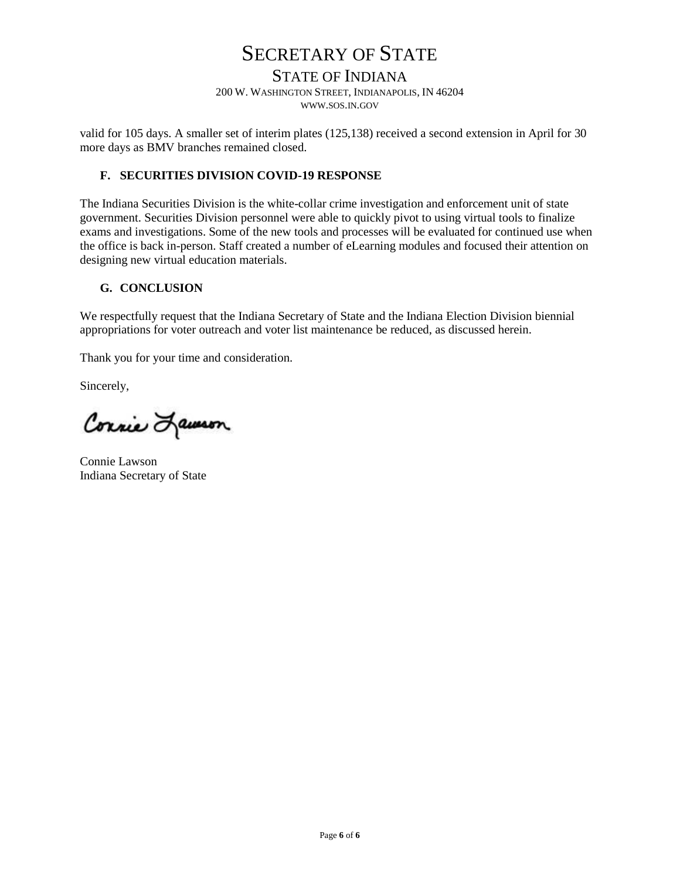valid for 105 days. A smaller set of interim plates (125,138) received a second extension in April for 30 more days as BMV branches remained closed.

### F. SECURITIES DIVISION COVID-19 RESPONSE

The Indiana Securities Division is the white-collar crime investigation and enforcement unit of state government. Securities Division personnel were able to quickly pivot to using virtual tools to finalize exams and investigations. Some of the new tools and processes will be evaluated for continued use when the office is back in-person. Staff created a number of eLearning modules and focused their attention on designing new virtual education materials.

### G. CONCLUSION

We respectfully request that the Indiana Secretary of State and the Indiana Election Division biennial appropriations for voter outreach and voter list maintenance be reduced, as discussed herein.

Thank you for your time and consideration.

Sincerely,

Connie Lawson

Connie Lawson
Indiana Secretary of State